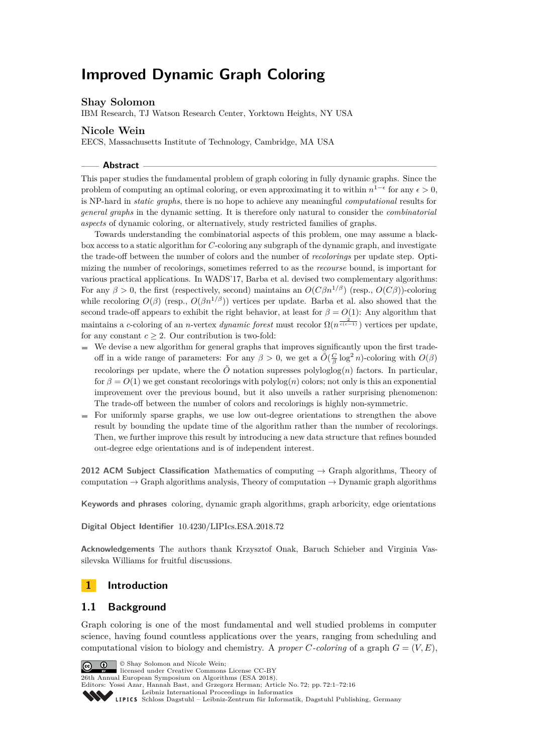# Improved Dynamic Graph Coloring

**Shay Solomon**
IBM Research, TJ Watson Research Center, Yorktown Heights, NY USA

**Nicole Wein**
EECS, Massachusetts Institute of Technology, Cambridge, MA USA

## Abstract

This paper studies the fundamental problem of graph coloring in fully dynamic graphs. Since the problem of computing an optimal coloring, or even approximating it to within $n^{1-\epsilon}$ for any $\epsilon > 0$, is NP-hard in *static graphs*, there is no hope to achieve any meaningful *computational* results for *general graphs* in the dynamic setting. It is therefore only natural to consider the *combinatorial aspects* of dynamic coloring, or alternatively, study restricted families of graphs.

Towards understanding the combinatorial aspects of this problem, one may assume a black-box access to a static algorithm for $C$-coloring any subgraph of the dynamic graph, and investigate the trade-off between the number of colors and the number of *recolorings* per update step. Optimizing the number of recolorings, sometimes referred to as the *recourse* bound, is important for various practical applications. In WADS'17, Barba et al. devised two complementary algorithms: For any $\beta > 0$, the first (respectively, second) maintains an $O(C\beta n^{1/\beta})$ (resp., $O(C\beta)$)-coloring while recoloring $O(\beta)$ (resp., $O(\beta n^{1/\beta})$) vertices per update. Barba et al. also showed that the second trade-off appears to exhibit the right behavior, at least for $\beta = O(1)$: Any algorithm that maintains a $c$-coloring of an $n$-vertex *dynamic forest* must recolor $\Omega(n^{\frac{2}{c(c-1)}})$ vertices per update, for any constant $c \geq 2$. Our contribution is two-fold:

- We devise a new algorithm for general graphs that improves significantly upon the first trade-off in a wide range of parameters: For any $\beta > 0$, we get a $\tilde{O}(\frac{C}{\beta}\log^2 n)$-coloring with $O(\beta)$ recolorings per update, where the $\tilde{O}$ notation supresses polyloglog$(n)$ factors. In particular, for $\beta = O(1)$ we get constant recolorings with polylog$(n)$ colors; not only is this an exponential improvement over the previous bound, but it also unveils a rather surprising phenomenon: The trade-off between the number of colors and recolorings is highly non-symmetric.
- For uniformly sparse graphs, we use low out-degree orientations to strengthen the above result by bounding the update time of the algorithm rather than the number of recolorings. Then, we further improve this result by introducing a new data structure that refines bounded out-degree edge orientations and is of independent interest.

**2012 ACM Subject Classification** Mathematics of computing → Graph algorithms, Theory of computation → Graph algorithms analysis, Theory of computation → Dynamic graph algorithms

**Keywords and phrases** coloring, dynamic graph algorithms, graph arboricity, edge orientations

**Digital Object Identifier** 10.4230/LIPIcs.ESA.2018.72

**Acknowledgements** The authors thank Krzysztof Onak, Baruch Schieber and Virginia Vassilevska Williams for fruitful discussions.

## 1 Introduction

### 1.1 Background

Graph coloring is one of the most fundamental and well studied problems in computer science, having found countless applications over the years, ranging from scheduling and computational vision to biology and chemistry. A *proper $C$-coloring* of a graph $G = (V, E)$,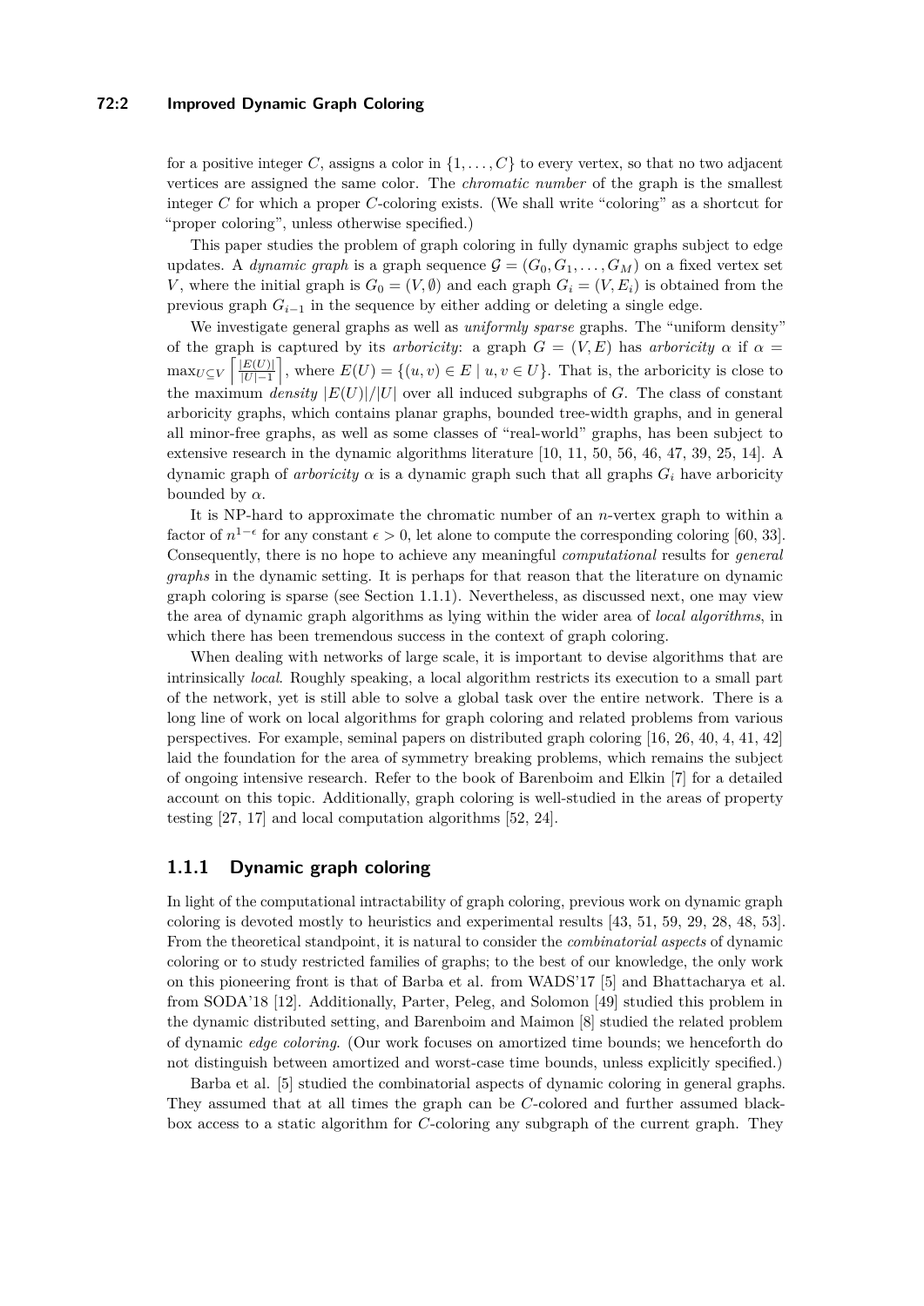for a positive integer $C$, assigns a color in $\{1, \ldots, C\}$ to every vertex, so that no two adjacent vertices are assigned the same color. The *chromatic number* of the graph is the smallest integer $C$ for which a proper $C$-coloring exists. (We shall write "coloring" as a shortcut for "proper coloring", unless otherwise specified.)

This paper studies the problem of graph coloring in fully dynamic graphs subject to edge updates. A *dynamic graph* is a graph sequence $\mathcal{G} = (G_0, G_1, \ldots, G_M)$ on a fixed vertex set $V$, where the initial graph is $G_0 = (V, \emptyset)$ and each graph $G_i = (V, E_i)$ is obtained from the previous graph $G_{i-1}$ in the sequence by either adding or deleting a single edge.

We investigate general graphs as well as *uniformly sparse* graphs. The "uniform density" of the graph is captured by its *arboricity*: a graph $G = (V, E)$ has *arboricity* $\alpha$ if $\alpha = \max_{U \subseteq V} \left\lceil \frac{|E(U)|}{|U|-1} \right\rceil$, where $E(U) = \{(u, v) \in E \mid u, v \in U\}$. That is, the arboricity is close to the maximum *density* $|E(U)|/|U|$ over all induced subgraphs of $G$. The class of constant arboricity graphs, which contains planar graphs, bounded tree-width graphs, and in general all minor-free graphs, as well as some classes of "real-world" graphs, has been subject to extensive research in the dynamic algorithms literature [10, 11, 50, 56, 46, 47, 39, 25, 14]. A dynamic graph of *arboricity* $\alpha$ is a dynamic graph such that all graphs $G_i$ have arboricity bounded by $\alpha$.

It is NP-hard to approximate the chromatic number of an $n$-vertex graph to within a factor of $n^{1-\epsilon}$ for any constant $\epsilon > 0$, let alone to compute the corresponding coloring [60, 33]. Consequently, there is no hope to achieve any meaningful *computational* results for *general graphs* in the dynamic setting. It is perhaps for that reason that the literature on dynamic graph coloring is sparse (see Section 1.1.1). Nevertheless, as discussed next, one may view the area of dynamic graph algorithms as lying within the wider area of *local algorithms*, in which there has been tremendous success in the context of graph coloring.

When dealing with networks of large scale, it is important to devise algorithms that are intrinsically *local*. Roughly speaking, a local algorithm restricts its execution to a small part of the network, yet is still able to solve a global task over the entire network. There is a long line of work on local algorithms for graph coloring and related problems from various perspectives. For example, seminal papers on distributed graph coloring [16, 26, 40, 4, 41, 42] laid the foundation for the area of symmetry breaking problems, which remains the subject of ongoing intensive research. Refer to the book of Barenboim and Elkin [7] for a detailed account on this topic. Additionally, graph coloring is well-studied in the areas of property testing [27, 17] and local computation algorithms [52, 24].

### 1.1.1 Dynamic graph coloring

In light of the computational intractability of graph coloring, previous work on dynamic graph coloring is devoted mostly to heuristics and experimental results [43, 51, 59, 29, 28, 48, 53]. From the theoretical standpoint, it is natural to consider the *combinatorial aspects* of dynamic coloring or to study restricted families of graphs; to the best of our knowledge, the only work on this pioneering front is that of Barba et al. from WADS'17 [5] and Bhattacharya et al. from SODA'18 [12]. Additionally, Parter, Peleg, and Solomon [49] studied this problem in the dynamic distributed setting, and Barenboim and Maimon [8] studied the related problem of dynamic *edge coloring*. (Our work focuses on amortized time bounds; we henceforth do not distinguish between amortized and worst-case time bounds, unless explicitly specified.)

Barba et al. [5] studied the combinatorial aspects of dynamic coloring in general graphs. They assumed that at all times the graph can be $C$-colored and further assumed black-box access to a static algorithm for $C$-coloring any subgraph of the current graph. They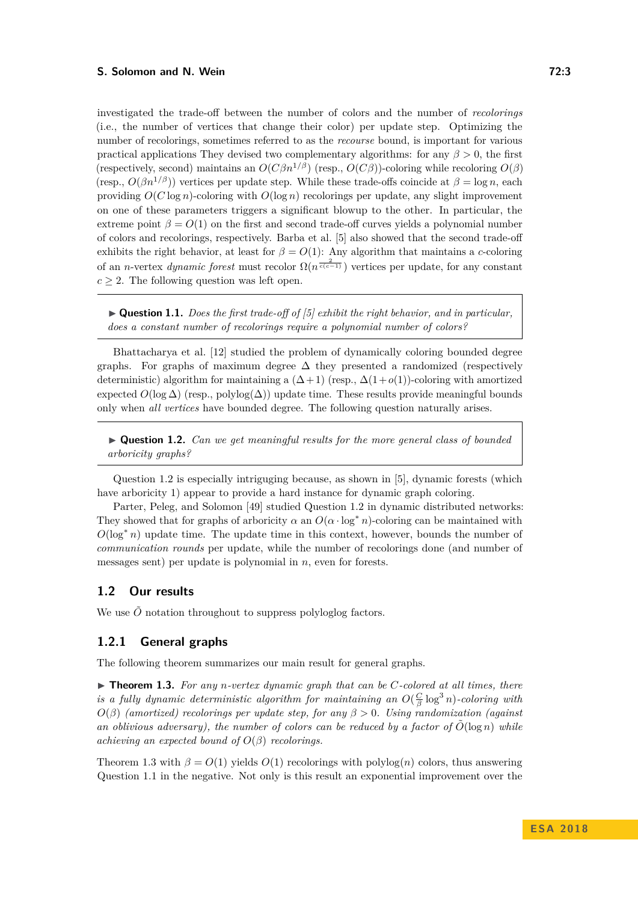investigated the trade-off between the number of colors and the number of *recolorings* (i.e., the number of vertices that change their color) per update step. Optimizing the number of recolorings, sometimes referred to as the *recourse* bound, is important for various practical applications They devised two complementary algorithms: for any $\beta > 0$, the first (respectively, second) maintains an $O(C\beta n^{1/\beta})$ (resp., $O(C\beta)$)-coloring while recoloring $O(\beta)$ (resp., $O(\beta n^{1/\beta})$) vertices per update step. While these trade-offs coincide at $\beta = \log n$, each providing $O(C \log n)$-coloring with $O(\log n)$ recolorings per update, any slight improvement on one of these parameters triggers a significant blowup to the other. In particular, the extreme point $\beta = O(1)$ on the first and second trade-off curves yields a polynomial number of colors and recolorings, respectively. Barba et al. [5] also showed that the second trade-off exhibits the right behavior, at least for $\beta = O(1)$: Any algorithm that maintains a $c$-coloring of an $n$-vertex *dynamic forest* must recolor $\Omega(n^{\frac{2}{c(c-1)}})$ vertices per update, for any constant $c \geq 2$. The following question was left open.

> ▶ **Question 1.1.** *Does the first trade-off of [5] exhibit the right behavior, and in particular, does a constant number of recolorings require a polynomial number of colors?*

Bhattacharya et al. [12] studied the problem of dynamically coloring bounded degree graphs. For graphs of maximum degree $\Delta$ they presented a randomized (respectively deterministic) algorithm for maintaining a $(\Delta+1)$ (resp., $\Delta(1+o(1))$-coloring with amortized expected $O(\log \Delta)$ (resp., polylog$(\Delta)$) update time. These results provide meaningful bounds only when *all vertices* have bounded degree. The following question naturally arises.

> ▶ **Question 1.2.** *Can we get meaningful results for the more general class of bounded arboricity graphs?*

Question 1.2 is especially intriguing because, as shown in [5], dynamic forests (which have arboricity 1) appear to provide a hard instance for dynamic graph coloring.

Parter, Peleg, and Solomon [49] studied Question 1.2 in dynamic distributed networks: They showed that for graphs of arboricity $\alpha$ an $O(\alpha \cdot \log^* n)$-coloring can be maintained with $O(\log^* n)$ update time. The update time in this context, however, bounds the number of *communication rounds* per update, while the number of recolorings done (and number of messages sent) per update is polynomial in $n$, even for forests.

## 1.2 Our results

We use $\tilde{O}$ notation throughout to suppress polyloglog factors.

### 1.2.1 General graphs

The following theorem summarizes our main result for general graphs.

▶ **Theorem 1.3.** *For any $n$-vertex dynamic graph that can be $C$-colored at all times, there is a fully dynamic deterministic algorithm for maintaining an $O(\frac{C}{\beta}\log^3 n)$-coloring with $O(\beta)$ (amortized) recolorings per update step, for any $\beta > 0$. Using randomization (against an oblivious adversary), the number of colors can be reduced by a factor of $\tilde{O}(\log n)$ while achieving an expected bound of $O(\beta)$ recolorings.*

Theorem 1.3 with $\beta = O(1)$ yields $O(1)$ recolorings with polylog$(n)$ colors, thus answering Question 1.1 in the negative. Not only is this result an exponential improvement over the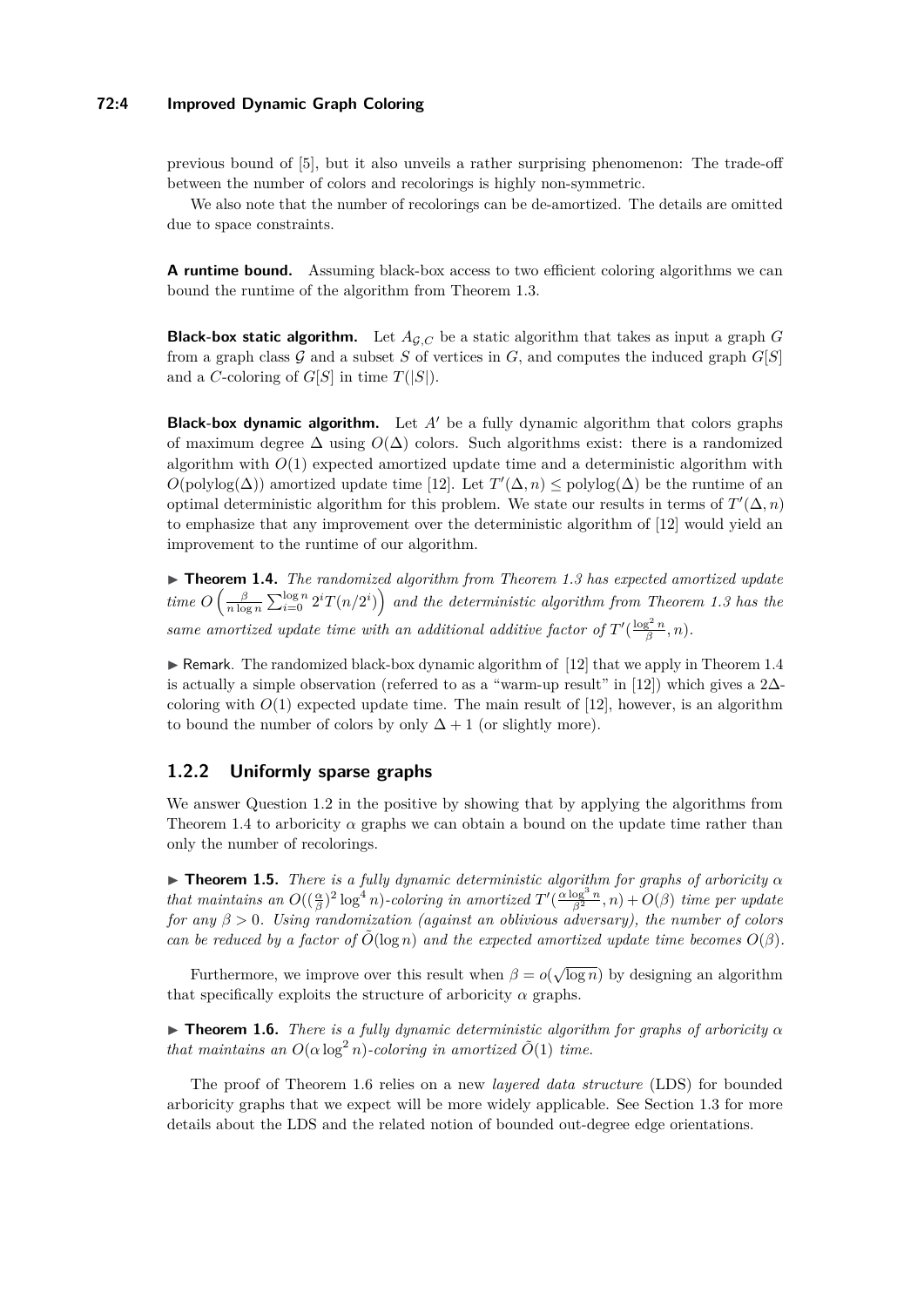previous bound of [5], but it also unveils a rather surprising phenomenon: The trade-off between the number of colors and recolorings is highly non-symmetric.

We also note that the number of recolorings can be de-amortized. The details are omitted due to space constraints.

**A runtime bound.** Assuming black-box access to two efficient coloring algorithms we can bound the runtime of the algorithm from Theorem 1.3.

**Black-box static algorithm.** Let $A_{\mathcal{G},C}$ be a static algorithm that takes as input a graph $G$ from a graph class $\mathcal{G}$ and a subset $S$ of vertices in $G$, and computes the induced graph $G[S]$ and a $C$-coloring of $G[S]$ in time $T(|S|)$.

**Black-box dynamic algorithm.** Let $A'$ be a fully dynamic algorithm that colors graphs of maximum degree $\Delta$ using $O(\Delta)$ colors. Such algorithms exist: there is a randomized algorithm with $O(1)$ expected amortized update time and a deterministic algorithm with $O(\text{polylog}(\Delta))$ amortized update time [12]. Let $T'(\Delta, n) \le \text{polylog}(\Delta)$ be the runtime of an optimal deterministic algorithm for this problem. We state our results in terms of $T'(\Delta, n)$ to emphasize that any improvement over the deterministic algorithm of [12] would yield an improvement to the runtime of our algorithm.

▶ **Theorem 1.4.** *The randomized algorithm from Theorem 1.3 has expected amortized update time* $O\left(\frac{\beta}{n \log n} \sum_{i=0}^{\log n} 2^i T(n/2^i)\right)$ *and the deterministic algorithm from Theorem 1.3 has the same amortized update time with an additional additive factor of* $T'(\frac{\log^2 n}{\beta}, n)$.

▶ Remark. The randomized black-box dynamic algorithm of [12] that we apply in Theorem 1.4 is actually a simple observation (referred to as a "warm-up result" in [12]) which gives a $2\Delta$-coloring with $O(1)$ expected update time. The main result of [12], however, is an algorithm to bound the number of colors by only $\Delta + 1$ (or slightly more).

### 1.2.2 Uniformly sparse graphs

We answer Question 1.2 in the positive by showing that by applying the algorithms from Theorem 1.4 to arboricity $\alpha$ graphs we can obtain a bound on the update time rather than only the number of recolorings.

▶ **Theorem 1.5.** *There is a fully dynamic deterministic algorithm for graphs of arboricity $\alpha$ that maintains an $O((\frac{\alpha}{\beta})^2 \log^4 n)$-coloring in amortized $T'(\frac{\alpha \log^3 n}{\beta^2}, n) + O(\beta)$ time per update for any $\beta > 0$. Using randomization (against an oblivious adversary), the number of colors can be reduced by a factor of $\tilde{O}(\log n)$ and the expected amortized update time becomes $O(\beta)$.*

Furthermore, we improve over this result when $\beta = o(\sqrt{\log n})$ by designing an algorithm that specifically exploits the structure of arboricity $\alpha$ graphs.

▶ **Theorem 1.6.** *There is a fully dynamic deterministic algorithm for graphs of arboricity $\alpha$ that maintains an $O(\alpha \log^2 n)$-coloring in amortized $\tilde{O}(1)$ time.*

The proof of Theorem 1.6 relies on a new *layered data structure* (LDS) for bounded arboricity graphs that we expect will be more widely applicable. See Section 1.3 for more details about the LDS and the related notion of bounded out-degree edge orientations.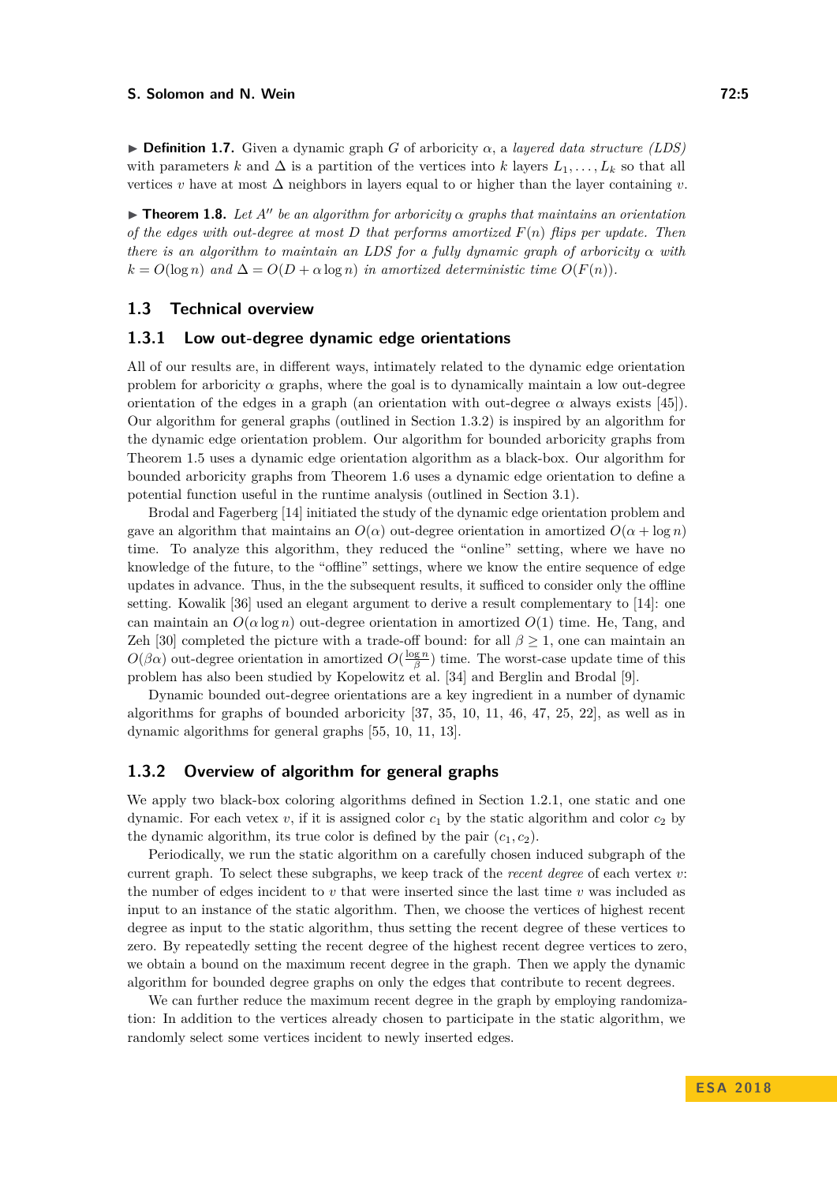▶ **Definition 1.7.** Given a dynamic graph $G$ of arboricity $\alpha$, a *layered data structure (LDS)* with parameters $k$ and $\Delta$ is a partition of the vertices into $k$ layers $L_1, \ldots, L_k$ so that all vertices $v$ have at most $\Delta$ neighbors in layers equal to or higher than the layer containing $v$.

▶ **Theorem 1.8.** *Let $A''$ be an algorithm for arboricity $\alpha$ graphs that maintains an orientation of the edges with out-degree at most $D$ that performs amortized $F(n)$ flips per update. Then there is an algorithm to maintain an LDS for a fully dynamic graph of arboricity $\alpha$ with $k = O(\log n)$ and $\Delta = O(D + \alpha \log n)$ in amortized deterministic time $O(F(n))$.*

## 1.3 Technical overview

### 1.3.1 Low out-degree dynamic edge orientations

All of our results are, in different ways, intimately related to the dynamic edge orientation problem for arboricity $\alpha$ graphs, where the goal is to dynamically maintain a low out-degree orientation of the edges in a graph (an orientation with out-degree $\alpha$ always exists [45]). Our algorithm for general graphs (outlined in Section 1.3.2) is inspired by an algorithm for the dynamic edge orientation problem. Our algorithm for bounded arboricity graphs from Theorem 1.5 uses a dynamic edge orientation algorithm as a black-box. Our algorithm for bounded arboricity graphs from Theorem 1.6 uses a dynamic edge orientation to define a potential function useful in the runtime analysis (outlined in Section 3.1).

Brodal and Fagerberg [14] initiated the study of the dynamic edge orientation problem and gave an algorithm that maintains an $O(\alpha)$ out-degree orientation in amortized $O(\alpha + \log n)$ time. To analyze this algorithm, they reduced the "online" setting, where we have no knowledge of the future, to the "offline" settings, where we know the entire sequence of edge updates in advance. Thus, in the the subsequent results, it sufficed to consider only the offline setting. Kowalik [36] used an elegant argument to derive a result complementary to [14]: one can maintain an $O(\alpha \log n)$ out-degree orientation in amortized $O(1)$ time. He, Tang, and Zeh [30] completed the picture with a trade-off bound: for all $\beta \geq 1$, one can maintain an $O(\beta\alpha)$ out-degree orientation in amortized $O(\frac{\log n}{\beta})$ time. The worst-case update time of this problem has also been studied by Kopelowitz et al. [34] and Berglin and Brodal [9].

Dynamic bounded out-degree orientations are a key ingredient in a number of dynamic algorithms for graphs of bounded arboricity [37, 35, 10, 11, 46, 47, 25, 22], as well as in dynamic algorithms for general graphs [55, 10, 11, 13].

### 1.3.2 Overview of algorithm for general graphs

We apply two black-box coloring algorithms defined in Section 1.2.1, one static and one dynamic. For each vetex $v$, if it is assigned color $c_1$ by the static algorithm and color $c_2$ by the dynamic algorithm, its true color is defined by the pair $(c_1, c_2)$.

Periodically, we run the static algorithm on a carefully chosen induced subgraph of the current graph. To select these subgraphs, we keep track of the *recent degree* of each vertex $v$: the number of edges incident to $v$ that were inserted since the last time $v$ was included as input to an instance of the static algorithm. Then, we choose the vertices of highest recent degree as input to the static algorithm, thus setting the recent degree of these vertices to zero. By repeatedly setting the recent degree of the highest recent degree vertices to zero, we obtain a bound on the maximum recent degree in the graph. Then we apply the dynamic algorithm for bounded degree graphs on only the edges that contribute to recent degrees.

We can further reduce the maximum recent degree in the graph by employing randomization: In addition to the vertices already chosen to participate in the static algorithm, we randomly select some vertices incident to newly inserted edges.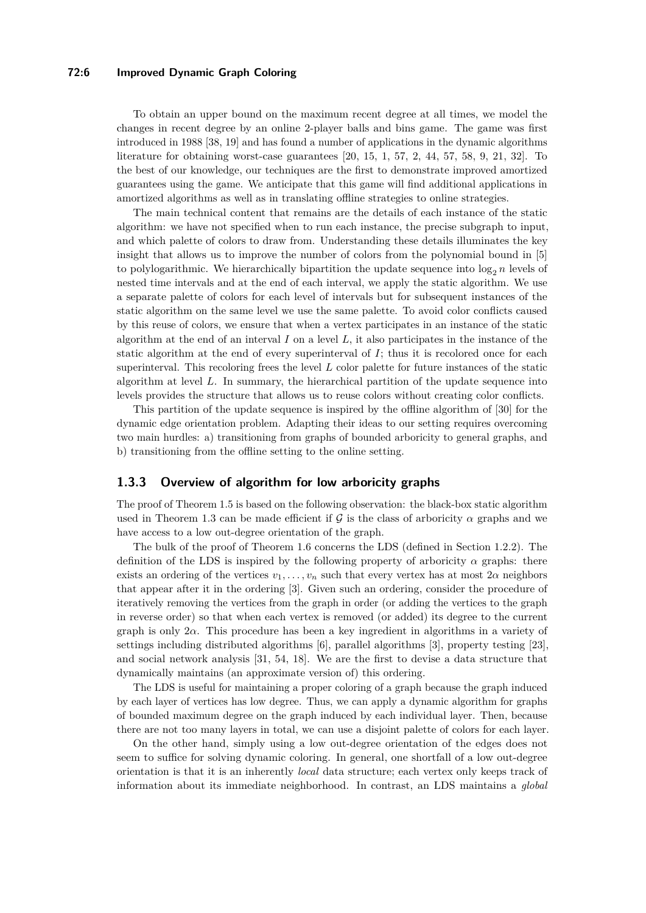To obtain an upper bound on the maximum recent degree at all times, we model the changes in recent degree by an online 2-player balls and bins game. The game was first introduced in 1988 [38, 19] and has found a number of applications in the dynamic algorithms literature for obtaining worst-case guarantees [20, 15, 1, 57, 2, 44, 57, 58, 9, 21, 32]. To the best of our knowledge, our techniques are the first to demonstrate improved amortized guarantees using the game. We anticipate that this game will find additional applications in amortized algorithms as well as in translating offline strategies to online strategies.

The main technical content that remains are the details of each instance of the static algorithm: we have not specified when to run each instance, the precise subgraph to input, and which palette of colors to draw from. Understanding these details illuminates the key insight that allows us to improve the number of colors from the polynomial bound in [5] to polylogarithmic. We hierarchically bipartition the update sequence into $\log_2 n$ levels of nested time intervals and at the end of each interval, we apply the static algorithm. We use a separate palette of colors for each level of intervals but for subsequent instances of the static algorithm on the same level we use the same palette. To avoid color conflicts caused by this reuse of colors, we ensure that when a vertex participates in an instance of the static algorithm at the end of an interval $I$ on a level $L$, it also participates in the instance of the static algorithm at the end of every superinterval of $I$; thus it is recolored once for each superinterval. This recoloring frees the level $L$ color palette for future instances of the static algorithm at level $L$. In summary, the hierarchical partition of the update sequence into levels provides the structure that allows us to reuse colors without creating color conflicts.

This partition of the update sequence is inspired by the offline algorithm of [30] for the dynamic edge orientation problem. Adapting their ideas to our setting requires overcoming two main hurdles: a) transitioning from graphs of bounded arboricity to general graphs, and b) transitioning from the offline setting to the online setting.

### 1.3.3 Overview of algorithm for low arboricity graphs

The proof of Theorem 1.5 is based on the following observation: the black-box static algorithm used in Theorem 1.3 can be made efficient if $\mathcal{G}$ is the class of arboricity $\alpha$ graphs and we have access to a low out-degree orientation of the graph.

The bulk of the proof of Theorem 1.6 concerns the LDS (defined in Section 1.2.2). The definition of the LDS is inspired by the following property of arboricity $\alpha$ graphs: there exists an ordering of the vertices $v_1, \ldots, v_n$ such that every vertex has at most $2\alpha$ neighbors that appear after it in the ordering [3]. Given such an ordering, consider the procedure of iteratively removing the vertices from the graph in order (or adding the vertices to the graph in reverse order) so that when each vertex is removed (or added) its degree to the current graph is only $2\alpha$. This procedure has been a key ingredient in algorithms in a variety of settings including distributed algorithms [6], parallel algorithms [3], property testing [23], and social network analysis [31, 54, 18]. We are the first to devise a data structure that dynamically maintains (an approximate version of) this ordering.

The LDS is useful for maintaining a proper coloring of a graph because the graph induced by each layer of vertices has low degree. Thus, we can apply a dynamic algorithm for graphs of bounded maximum degree on the graph induced by each individual layer. Then, because there are not too many layers in total, we can use a disjoint palette of colors for each layer.

On the other hand, simply using a low out-degree orientation of the edges does not seem to suffice for solving dynamic coloring. In general, one shortfall of a low out-degree orientation is that it is an inherently *local* data structure; each vertex only keeps track of information about its immediate neighborhood. In contrast, an LDS maintains a *global*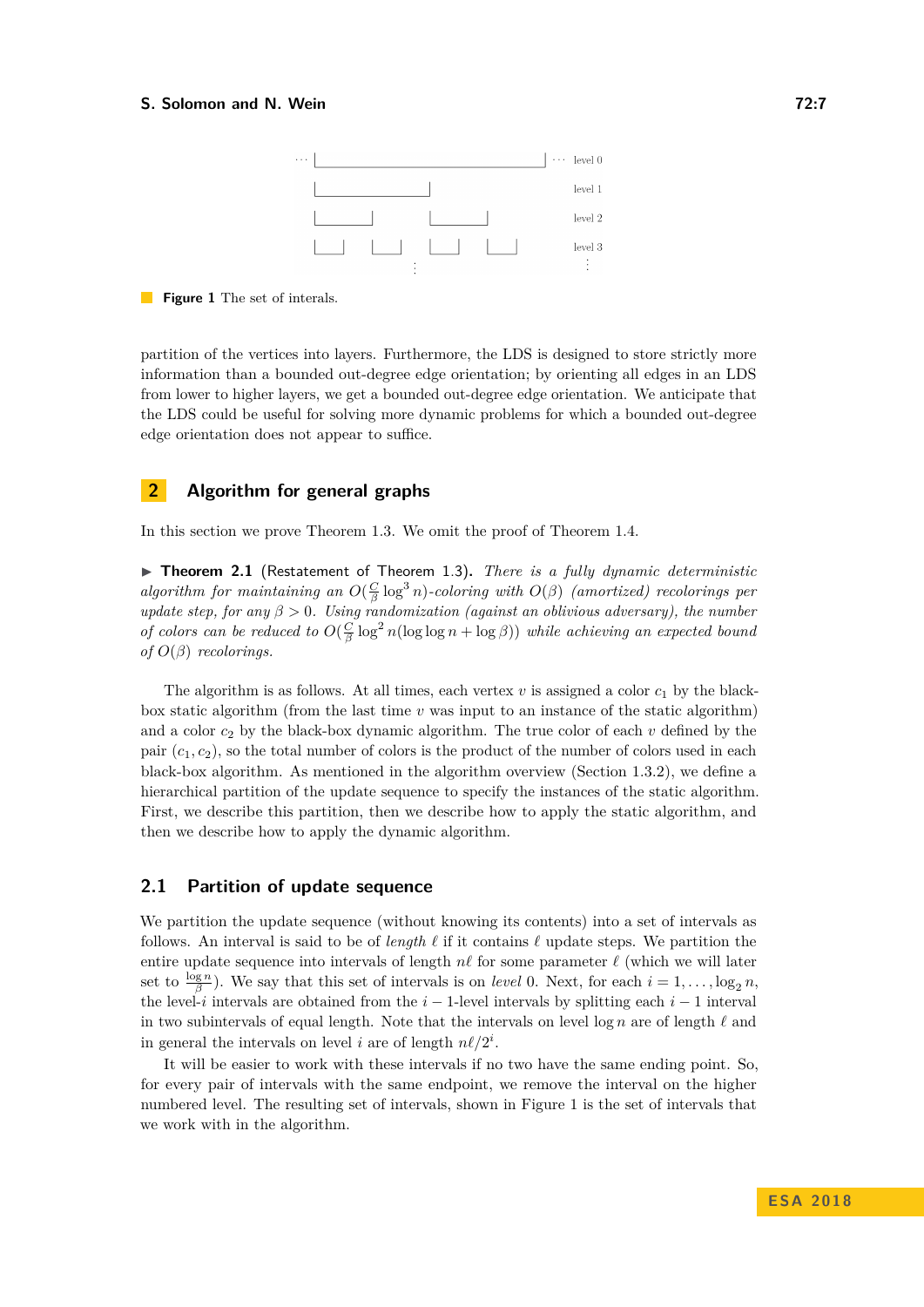**Figure 1** The set of interals.

partition of the vertices into layers. Furthermore, the LDS is designed to store strictly more information than a bounded out-degree edge orientation; by orienting all edges in an LDS from lower to higher layers, we get a bounded out-degree edge orientation. We anticipate that the LDS could be useful for solving more dynamic problems for which a bounded out-degree edge orientation does not appear to suffice.

## 2 Algorithm for general graphs

In this section we prove Theorem 1.3. We omit the proof of Theorem 1.4.

▶ **Theorem 2.1** (Restatement of Theorem 1.3). *There is a fully dynamic deterministic algorithm for maintaining an $O(\frac{C}{\beta}\log^3 n)$-coloring with $O(\beta)$ (amortized) recolorings per update step, for any $\beta > 0$. Using randomization (against an oblivious adversary), the number of colors can be reduced to $O(\frac{C}{\beta}\log^2 n(\log\log n + \log\beta))$ while achieving an expected bound of $O(\beta)$ recolorings.*

The algorithm is as follows. At all times, each vertex $v$ is assigned a color $c_1$ by the black-box static algorithm (from the last time $v$ was input to an instance of the static algorithm) and a color $c_2$ by the black-box dynamic algorithm. The true color of each $v$ defined by the pair $(c_1, c_2)$, so the total number of colors is the product of the number of colors used in each black-box algorithm. As mentioned in the algorithm overview (Section 1.3.2), we define a hierarchical partition of the update sequence to specify the instances of the static algorithm. First, we describe this partition, then we describe how to apply the static algorithm, and then we describe how to apply the dynamic algorithm.

### 2.1 Partition of update sequence

We partition the update sequence (without knowing its contents) into a set of intervals as follows. An interval is said to be of *length* $\ell$ if it contains $\ell$ update steps. We partition the entire update sequence into intervals of length $n\ell$ for some parameter $\ell$ (which we will later set to $\frac{\log n}{\beta}$). We say that this set of intervals is on *level* 0. Next, for each $i = 1, \ldots, \log_2 n$, the level-$i$ intervals are obtained from the $i-1$-level intervals by splitting each $i-1$ interval in two subintervals of equal length. Note that the intervals on level $\log n$ are of length $\ell$ and in general the intervals on level $i$ are of length $n\ell/2^i$.

It will be easier to work with these intervals if no two have the same ending point. So, for every pair of intervals with the same endpoint, we remove the interval on the higher numbered level. The resulting set of intervals, shown in Figure 1 is the set of intervals that we work with in the algorithm.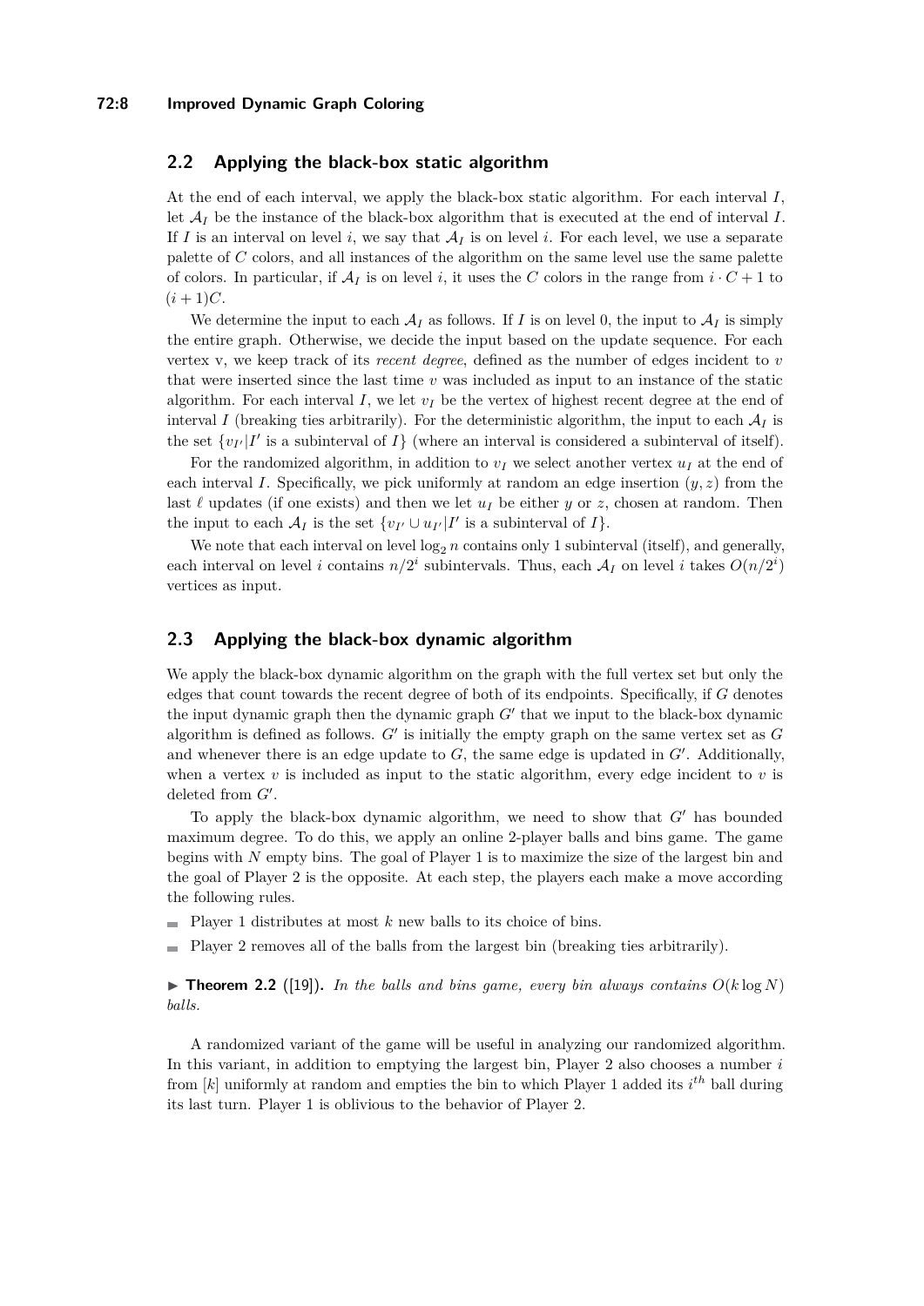## 2.2 Applying the black-box static algorithm

At the end of each interval, we apply the black-box static algorithm. For each interval $I$, let $\mathcal{A}_I$ be the instance of the black-box algorithm that is executed at the end of interval $I$. If $I$ is an interval on level $i$, we say that $\mathcal{A}_I$ is on level $i$. For each level, we use a separate palette of $C$ colors, and all instances of the algorithm on the same level use the same palette of colors. In particular, if $\mathcal{A}_I$ is on level $i$, it uses the $C$ colors in the range from $i \cdot C + 1$ to $(i+1)C$.

We determine the input to each $\mathcal{A}_I$ as follows. If $I$ is on level 0, the input to $\mathcal{A}_I$ is simply the entire graph. Otherwise, we decide the input based on the update sequence. For each vertex v, we keep track of its *recent degree*, defined as the number of edges incident to $v$ that were inserted since the last time $v$ was included as input to an instance of the static algorithm. For each interval $I$, we let $v_I$ be the vertex of highest recent degree at the end of interval $I$ (breaking ties arbitrarily). For the deterministic algorithm, the input to each $\mathcal{A}_I$ is the set $\{v_{I'} | I' \text{ is a subinterval of } I\}$ (where an interval is considered a subinterval of itself).

For the randomized algorithm, in addition to $v_I$ we select another vertex $u_I$ at the end of each interval $I$. Specifically, we pick uniformly at random an edge insertion $(y, z)$ from the last $\ell$ updates (if one exists) and then we let $u_I$ be either $y$ or $z$, chosen at random. Then the input to each $\mathcal{A}_I$ is the set $\{v_{I'} \cup u_{I'} | I' \text{ is a subinterval of } I\}$.

We note that each interval on level $\log_2 n$ contains only 1 subinterval (itself), and generally, each interval on level $i$ contains $n/2^i$ subintervals. Thus, each $\mathcal{A}_I$ on level $i$ takes $O(n/2^i)$ vertices as input.

## 2.3 Applying the black-box dynamic algorithm

We apply the black-box dynamic algorithm on the graph with the full vertex set but only the edges that count towards the recent degree of both of its endpoints. Specifically, if $G$ denotes the input dynamic graph then the dynamic graph $G'$ that we input to the black-box dynamic algorithm is defined as follows. $G'$ is initially the empty graph on the same vertex set as $G$ and whenever there is an edge update to $G$, the same edge is updated in $G'$. Additionally, when a vertex $v$ is included as input to the static algorithm, every edge incident to $v$ is deleted from $G'$.

To apply the black-box dynamic algorithm, we need to show that $G'$ has bounded maximum degree. To do this, we apply an online 2-player balls and bins game. The game begins with $N$ empty bins. The goal of Player 1 is to maximize the size of the largest bin and the goal of Player 2 is the opposite. At each step, the players each make a move according the following rules.

- Player 1 distributes at most $k$ new balls to its choice of bins.
- Player 2 removes all of the balls from the largest bin (breaking ties arbitrarily).

**▶ Theorem 2.2** ([19])**.** *In the balls and bins game, every bin always contains $O(k \log N)$ balls.*

A randomized variant of the game will be useful in analyzing our randomized algorithm. In this variant, in addition to emptying the largest bin, Player 2 also chooses a number $i$ from $[k]$ uniformly at random and empties the bin to which Player 1 added its $i^{th}$ ball during its last turn. Player 1 is oblivious to the behavior of Player 2.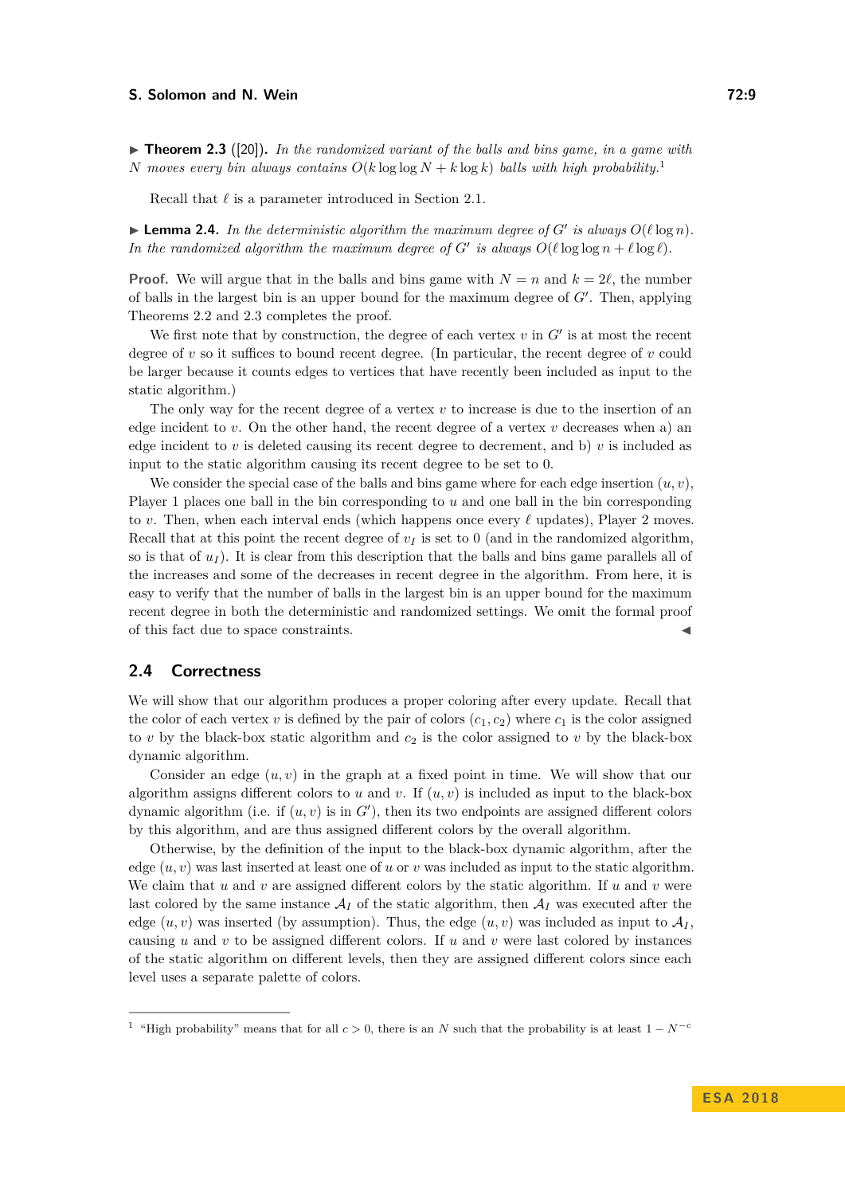▶ **Theorem 2.3** ([20])**.** *In the randomized variant of the balls and bins game, in a game with $N$ moves every bin always contains $O(k \log\log N + k \log k)$ balls with high probability.*[1]

Recall that $\ell$ is a parameter introduced in Section 2.1.

▶ **Lemma 2.4.** *In the deterministic algorithm the maximum degree of $G'$ is always $O(\ell \log n)$. In the randomized algorithm the maximum degree of $G'$ is always $O(\ell \log\log n + \ell \log \ell)$.*

**Proof.** We will argue that in the balls and bins game with $N = n$ and $k = 2\ell$, the number of balls in the largest bin is an upper bound for the maximum degree of $G'$. Then, applying Theorems 2.2 and 2.3 completes the proof.

We first note that by construction, the degree of each vertex $v$ in $G'$ is at most the recent degree of $v$ so it suffices to bound recent degree. (In particular, the recent degree of $v$ could be larger because it counts edges to vertices that have recently been included as input to the static algorithm.)

The only way for the recent degree of a vertex $v$ to increase is due to the insertion of an edge incident to $v$. On the other hand, the recent degree of a vertex $v$ decreases when a) an edge incident to $v$ is deleted causing its recent degree to decrement, and b) $v$ is included as input to the static algorithm causing its recent degree to be set to 0.

We consider the special case of the balls and bins game where for each edge insertion $(u, v)$, Player 1 places one ball in the bin corresponding to $u$ and one ball in the bin corresponding to $v$. Then, when each interval ends (which happens once every $\ell$ updates), Player 2 moves. Recall that at this point the recent degree of $v_I$ is set to 0 (and in the randomized algorithm, so is that of $u_I$). It is clear from this description that the balls and bins game parallels all of the increases and some of the decreases in recent degree in the algorithm. From here, it is easy to verify that the number of balls in the largest bin is an upper bound for the maximum recent degree in both the deterministic and randomized settings. We omit the formal proof of this fact due to space constraints. ◀

## 2.4 Correctness

We will show that our algorithm produces a proper coloring after every update. Recall that the color of each vertex $v$ is defined by the pair of colors $(c_1, c_2)$ where $c_1$ is the color assigned to $v$ by the black-box static algorithm and $c_2$ is the color assigned to $v$ by the black-box dynamic algorithm.

Consider an edge $(u, v)$ in the graph at a fixed point in time. We will show that our algorithm assigns different colors to $u$ and $v$. If $(u, v)$ is included as input to the black-box dynamic algorithm (i.e. if $(u, v)$ is in $G'$), then its two endpoints are assigned different colors by this algorithm, and are thus assigned different colors by the overall algorithm.

Otherwise, by the definition of the input to the black-box dynamic algorithm, after the edge $(u, v)$ was last inserted at least one of $u$ or $v$ was included as input to the static algorithm. We claim that $u$ and $v$ are assigned different colors by the static algorithm. If $u$ and $v$ were last colored by the same instance $\mathcal{A}_I$ of the static algorithm, then $\mathcal{A}_I$ was executed after the edge $(u, v)$ was inserted (by assumption). Thus, the edge $(u, v)$ was included as input to $\mathcal{A}_I$, causing $u$ and $v$ to be assigned different colors. If $u$ and $v$ were last colored by instances of the static algorithm on different levels, then they are assigned different colors since each level uses a separate palette of colors.

[1] "High probability" means that for all $c > 0$, there is an $N$ such that the probability is at least $1 - N^{-c}$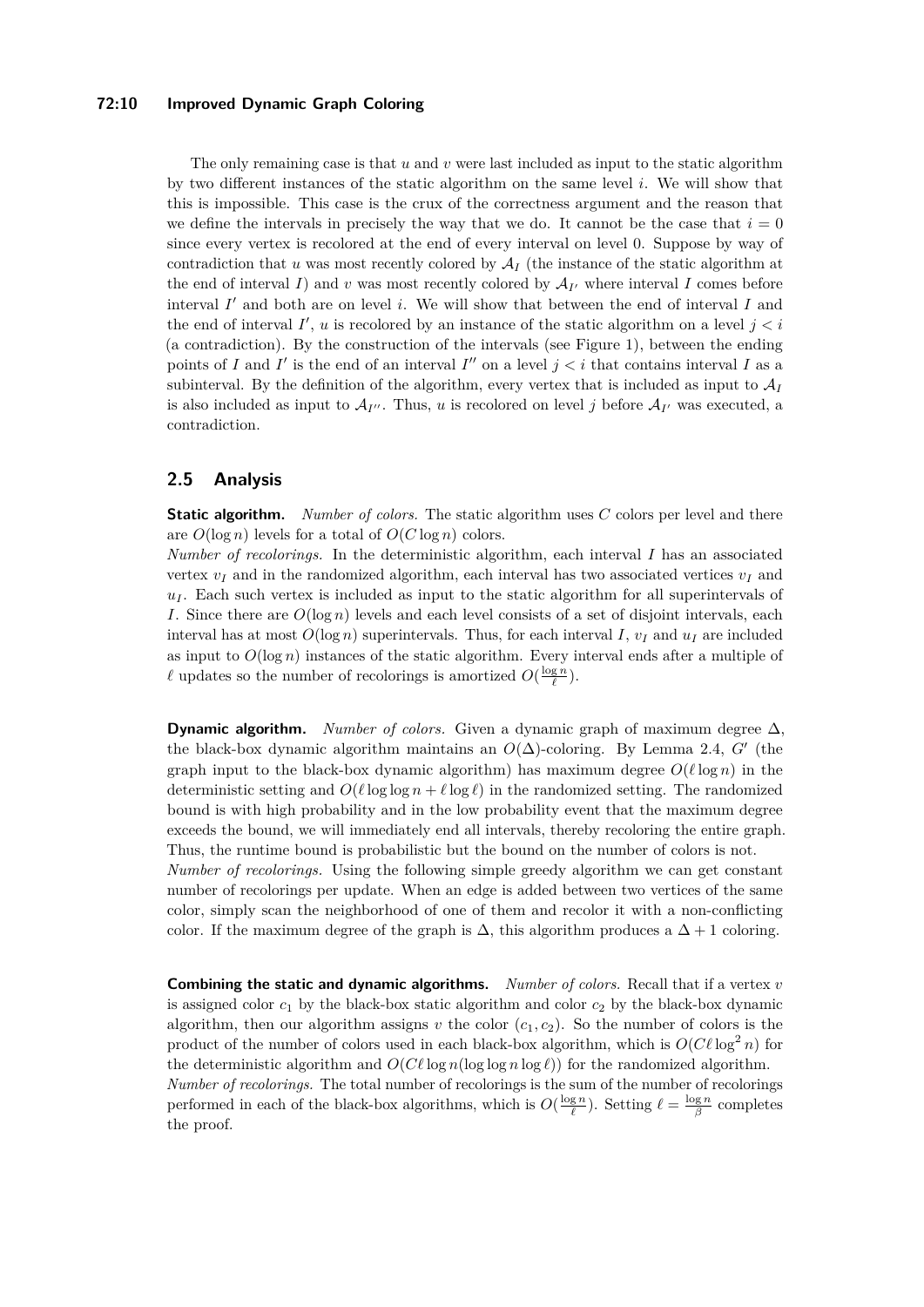The only remaining case is that $u$ and $v$ were last included as input to the static algorithm by two different instances of the static algorithm on the same level $i$. We will show that this is impossible. This case is the crux of the correctness argument and the reason that we define the intervals in precisely the way that we do. It cannot be the case that $i = 0$ since every vertex is recolored at the end of every interval on level 0. Suppose by way of contradiction that $u$ was most recently colored by $\mathcal{A}_I$ (the instance of the static algorithm at the end of interval $I$) and $v$ was most recently colored by $\mathcal{A}_{I'}$ where interval $I$ comes before interval $I'$ and both are on level $i$. We will show that between the end of interval $I$ and the end of interval $I'$, $u$ is recolored by an instance of the static algorithm on a level $j < i$ (a contradiction). By the construction of the intervals (see Figure 1), between the ending points of $I$ and $I'$ is the end of an interval $I''$ on a level $j < i$ that contains interval $I$ as a subinterval. By the definition of the algorithm, every vertex that is included as input to $\mathcal{A}_I$ is also included as input to $\mathcal{A}_{I''}$. Thus, $u$ is recolored on level $j$ before $\mathcal{A}_{I'}$ was executed, a contradiction.

## 2.5 Analysis

**Static algorithm.** *Number of colors.* The static algorithm uses $C$ colors per level and there are $O(\log n)$ levels for a total of $O(C \log n)$ colors.
*Number of recolorings.* In the deterministic algorithm, each interval $I$ has an associated vertex $v_I$ and in the randomized algorithm, each interval has two associated vertices $v_I$ and $u_I$. Each such vertex is included as input to the static algorithm for all superintervals of $I$. Since there are $O(\log n)$ levels and each level consists of a set of disjoint intervals, each interval has at most $O(\log n)$ superintervals. Thus, for each interval $I$, $v_I$ and $u_I$ are included as input to $O(\log n)$ instances of the static algorithm. Every interval ends after a multiple of $\ell$ updates so the number of recolorings is amortized $O(\frac{\log n}{\ell})$.

**Dynamic algorithm.** *Number of colors.* Given a dynamic graph of maximum degree $\Delta$, the black-box dynamic algorithm maintains an $O(\Delta)$-coloring. By Lemma 2.4, $G'$ (the graph input to the black-box dynamic algorithm) has maximum degree $O(\ell \log n)$ in the deterministic setting and $O(\ell \log \log n + \ell \log \ell)$ in the randomized setting. The randomized bound is with high probability and in the low probability event that the maximum degree exceeds the bound, we will immediately end all intervals, thereby recoloring the entire graph. Thus, the runtime bound is probabilistic but the bound on the number of colors is not.
*Number of recolorings.* Using the following simple greedy algorithm we can get constant number of recolorings per update. When an edge is added between two vertices of the same color, simply scan the neighborhood of one of them and recolor it with a non-conflicting color. If the maximum degree of the graph is $\Delta$, this algorithm produces a $\Delta + 1$ coloring.

**Combining the static and dynamic algorithms.** *Number of colors.* Recall that if a vertex $v$ is assigned color $c_1$ by the black-box static algorithm and color $c_2$ by the black-box dynamic algorithm, then our algorithm assigns $v$ the color $(c_1, c_2)$. So the number of colors is the product of the number of colors used in each black-box algorithm, which is $O(C\ell \log^2 n)$ for the deterministic algorithm and $O(C\ell \log n(\log \log n \log \ell))$ for the randomized algorithm.
*Number of recolorings.* The total number of recolorings is the sum of the number of recolorings performed in each of the black-box algorithms, which is $O(\frac{\log n}{\ell})$. Setting $\ell = \frac{\log n}{\beta}$ completes the proof.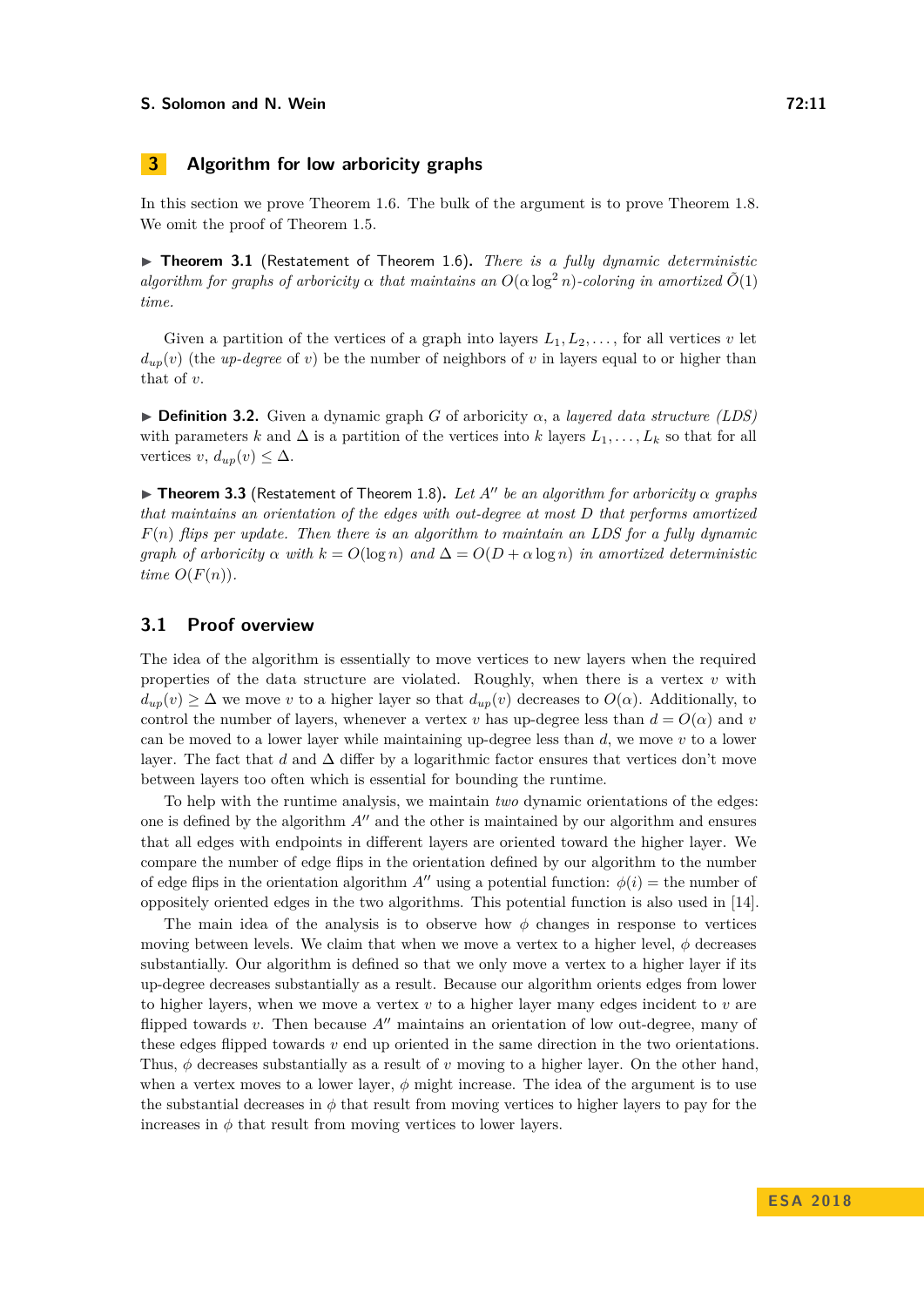## 3 Algorithm for low arboricity graphs

In this section we prove Theorem 1.6. The bulk of the argument is to prove Theorem 1.8. We omit the proof of Theorem 1.5.

▶ **Theorem 3.1** (Restatement of Theorem 1.6). *There is a fully dynamic deterministic algorithm for graphs of arboricity $\alpha$ that maintains an $O(\alpha \log^2 n)$-coloring in amortized $\tilde{O}(1)$ time.*

Given a partition of the vertices of a graph into layers $L_1, L_2, \ldots$, for all vertices $v$ let $d_{up}(v)$ (the *up-degree* of $v$) be the number of neighbors of $v$ in layers equal to or higher than that of $v$.

▶ **Definition 3.2.** Given a dynamic graph $G$ of arboricity $\alpha$, a *layered data structure (LDS)* with parameters $k$ and $\Delta$ is a partition of the vertices into $k$ layers $L_1, \ldots, L_k$ so that for all vertices $v$, $d_{up}(v) \leq \Delta$.

▶ **Theorem 3.3** (Restatement of Theorem 1.8). *Let $A''$ be an algorithm for arboricity $\alpha$ graphs that maintains an orientation of the edges with out-degree at most $D$ that performs amortized $F(n)$ flips per update. Then there is an algorithm to maintain an LDS for a fully dynamic graph of arboricity $\alpha$ with $k = O(\log n)$ and $\Delta = O(D + \alpha \log n)$ in amortized deterministic time $O(F(n))$.*

### 3.1 Proof overview

The idea of the algorithm is essentially to move vertices to new layers when the required properties of the data structure are violated. Roughly, when there is a vertex $v$ with $d_{up}(v) \geq \Delta$ we move $v$ to a higher layer so that $d_{up}(v)$ decreases to $O(\alpha)$. Additionally, to control the number of layers, whenever a vertex $v$ has up-degree less than $d = O(\alpha)$ and $v$ can be moved to a lower layer while maintaining up-degree less than $d$, we move $v$ to a lower layer. The fact that $d$ and $\Delta$ differ by a logarithmic factor ensures that vertices don't move between layers too often which is essential for bounding the runtime.

To help with the runtime analysis, we maintain *two* dynamic orientations of the edges: one is defined by the algorithm $A''$ and the other is maintained by our algorithm and ensures that all edges with endpoints in different layers are oriented toward the higher layer. We compare the number of edge flips in the orientation defined by our algorithm to the number of edge flips in the orientation algorithm $A''$ using a potential function: $\phi(i) =$ the number of oppositely oriented edges in the two algorithms. This potential function is also used in [14].

The main idea of the analysis is to observe how $\phi$ changes in response to vertices moving between levels. We claim that when we move a vertex to a higher level, $\phi$ decreases substantially. Our algorithm is defined so that we only move a vertex to a higher layer if its up-degree decreases substantially as a result. Because our algorithm orients edges from lower to higher layers, when we move a vertex $v$ to a higher layer many edges incident to $v$ are flipped towards $v$. Then because $A''$ maintains an orientation of low out-degree, many of these edges flipped towards $v$ end up oriented in the same direction in the two orientations. Thus, $\phi$ decreases substantially as a result of $v$ moving to a higher layer. On the other hand, when a vertex moves to a lower layer, $\phi$ might increase. The idea of the argument is to use the substantial decreases in $\phi$ that result from moving vertices to higher layers to pay for the increases in $\phi$ that result from moving vertices to lower layers.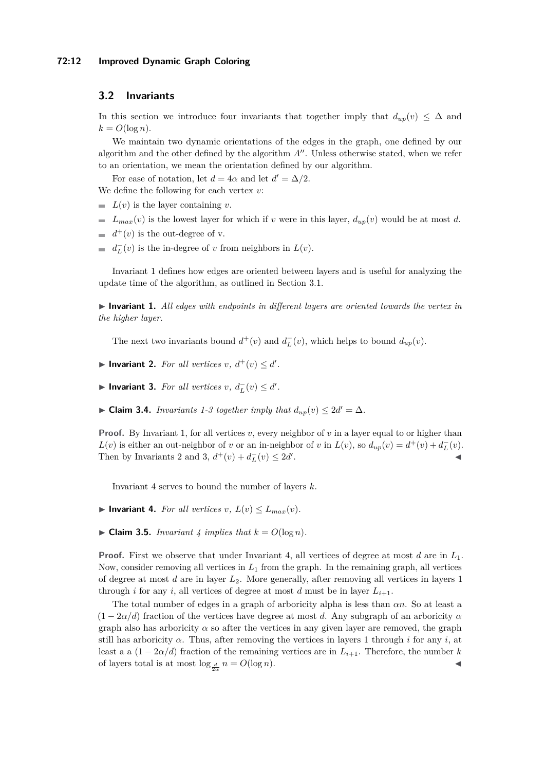### 3.2 Invariants

In this section we introduce four invariants that together imply that $d_{up}(v) \leq \Delta$ and $k = O(\log n)$.

We maintain two dynamic orientations of the edges in the graph, one defined by our algorithm and the other defined by the algorithm $A''$. Unless otherwise stated, when we refer to an orientation, we mean the orientation defined by our algorithm.

For ease of notation, let $d = 4\alpha$ and let $d' = \Delta/2$.

We define the following for each vertex $v$:

- $L(v)$ is the layer containing $v$.
- $L_{max}(v)$ is the lowest layer for which if $v$ were in this layer, $d_{up}(v)$ would be at most $d$.
- $d^+(v)$ is the out-degree of v.
- $d^-_L(v)$ is the in-degree of $v$ from neighbors in $L(v)$.

Invariant 1 defines how edges are oriented between layers and is useful for analyzing the update time of the algorithm, as outlined in Section 3.1.

▶ **Invariant 1.** *All edges with endpoints in different layers are oriented towards the vertex in the higher layer.*

The next two invariants bound $d^+(v)$ and $d^-_L(v)$, which helps to bound $d_{up}(v)$.

▶ **Invariant 2.** *For all vertices $v$, $d^+(v) \leq d'$.*

▶ **Invariant 3.** *For all vertices $v$, $d^-_L(v) \leq d'$.*

▶ **Claim 3.4.** *Invariants 1-3 together imply that $d_{up}(v) \leq 2d' = \Delta$.*

**Proof.** By Invariant 1, for all vertices $v$, every neighbor of $v$ in a layer equal to or higher than $L(v)$ is either an out-neighbor of $v$ or an in-neighbor of $v$ in $L(v)$, so $d_{up}(v) = d^+(v) + d^-_L(v)$. Then by Invariants 2 and 3, $d^+(v) + d^-_L(v) \leq 2d'$. ◀

Invariant 4 serves to bound the number of layers $k$.

▶ **Invariant 4.** *For all vertices $v$, $L(v) \leq L_{max}(v)$.*

▶ **Claim 3.5.** *Invariant 4 implies that $k = O(\log n)$.*

**Proof.** First we observe that under Invariant 4, all vertices of degree at most $d$ are in $L_1$. Now, consider removing all vertices in $L_1$ from the graph. In the remaining graph, all vertices of degree at most $d$ are in layer $L_2$. More generally, after removing all vertices in layers 1 through $i$ for any $i$, all vertices of degree at most $d$ must be in layer $L_{i+1}$.

The total number of edges in a graph of arboricity alpha is less than $\alpha n$. So at least a $(1 - 2\alpha/d)$ fraction of the vertices have degree at most $d$. Any subgraph of an arboricity $\alpha$ graph also has arboricity $\alpha$ so after the vertices in any given layer are removed, the graph still has arboricity $\alpha$. Thus, after removing the vertices in layers 1 through $i$ for any $i$, at least a a $(1 - 2\alpha/d)$ fraction of the remaining vertices are in $L_{i+1}$. Therefore, the number $k$ of layers total is at most $\log_{\frac{d}{2\alpha}} n = O(\log n)$. ◀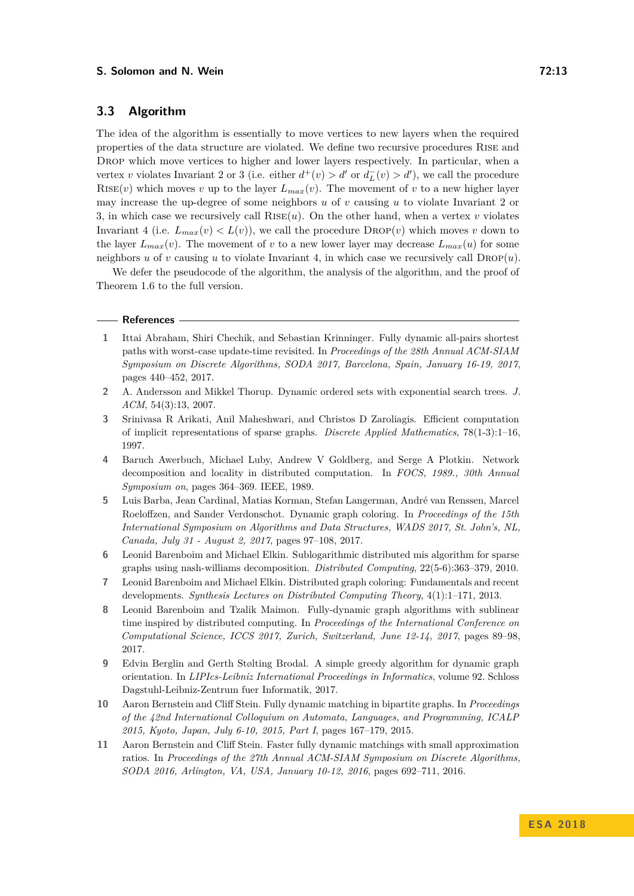### 3.3 Algorithm

The idea of the algorithm is essentially to move vertices to new layers when the required properties of the data structure are violated. We define two recursive procedures Rise and Drop which move vertices to higher and lower layers respectively. In particular, when a vertex $v$ violates Invariant 2 or 3 (i.e. either $d^+(v) > d'$ or $d^-_L(v) > d'$), we call the procedure Rise($v$) which moves $v$ up to the layer $L_{max}(v)$. The movement of $v$ to a new higher layer may increase the up-degree of some neighbors $u$ of $v$ causing $u$ to violate Invariant 2 or 3, in which case we recursively call Rise($u$). On the other hand, when a vertex $v$ violates Invariant 4 (i.e. $L_{max}(v) < L(v)$), we call the procedure Drop($v$) which moves $v$ down to the layer $L_{max}(v)$. The movement of $v$ to a new lower layer may decrease $L_{max}(u)$ for some neighbors $u$ of $v$ causing $u$ to violate Invariant 4, in which case we recursively call Drop($u$).

We defer the pseudocode of the algorithm, the analysis of the algorithm, and the proof of Theorem 1.6 to the full version.

#### References

1. Ittai Abraham, Shiri Chechik, and Sebastian Krinninger. Fully dynamic all-pairs shortest paths with worst-case update-time revisited. In *Proceedings of the 28th Annual ACM-SIAM Symposium on Discrete Algorithms, SODA 2017, Barcelona, Spain, January 16-19, 2017*, pages 440–452, 2017.
2. A. Andersson and Mikkel Thorup. Dynamic ordered sets with exponential search trees. *J. ACM*, 54(3):13, 2007.
3. Srinivasa R Arikati, Anil Maheshwari, and Christos D Zaroliagis. Efficient computation of implicit representations of sparse graphs. *Discrete Applied Mathematics*, 78(1-3):1–16, 1997.
4. Baruch Awerbuch, Michael Luby, Andrew V Goldberg, and Serge A Plotkin. Network decomposition and locality in distributed computation. In *FOCS, 1989., 30th Annual Symposium on*, pages 364–369. IEEE, 1989.
5. Luis Barba, Jean Cardinal, Matias Korman, Stefan Langerman, André van Renssen, Marcel Roeloffzen, and Sander Verdonschot. Dynamic graph coloring. In *Proceedings of the 15th International Symposium on Algorithms and Data Structures, WADS 2017, St. John's, NL, Canada, July 31 - August 2, 2017*, pages 97–108, 2017.
6. Leonid Barenboim and Michael Elkin. Sublogarithmic distributed mis algorithm for sparse graphs using nash-williams decomposition. *Distributed Computing*, 22(5-6):363–379, 2010.
7. Leonid Barenboim and Michael Elkin. Distributed graph coloring: Fundamentals and recent developments. *Synthesis Lectures on Distributed Computing Theory*, 4(1):1–171, 2013.
8. Leonid Barenboim and Tzalik Maimon. Fully-dynamic graph algorithms with sublinear time inspired by distributed computing. In *Proceedings of the International Conference on Computational Science, ICCS 2017, Zurich, Switzerland, June 12-14, 2017*, pages 89–98, 2017.
9. Edvin Berglin and Gerth Stølting Brodal. A simple greedy algorithm for dynamic graph orientation. In *LIPIcs-Leibniz International Proceedings in Informatics*, volume 92. Schloss Dagstuhl-Leibniz-Zentrum fuer Informatik, 2017.
10. Aaron Bernstein and Cliff Stein. Fully dynamic matching in bipartite graphs. In *Proceedings of the 42nd International Colloquium on Automata, Languages, and Programming, ICALP 2015, Kyoto, Japan, July 6-10, 2015, Part I*, pages 167–179, 2015.
11. Aaron Bernstein and Cliff Stein. Faster fully dynamic matchings with small approximation ratios. In *Proceedings of the 27th Annual ACM-SIAM Symposium on Discrete Algorithms, SODA 2016, Arlington, VA, USA, January 10-12, 2016*, pages 692–711, 2016.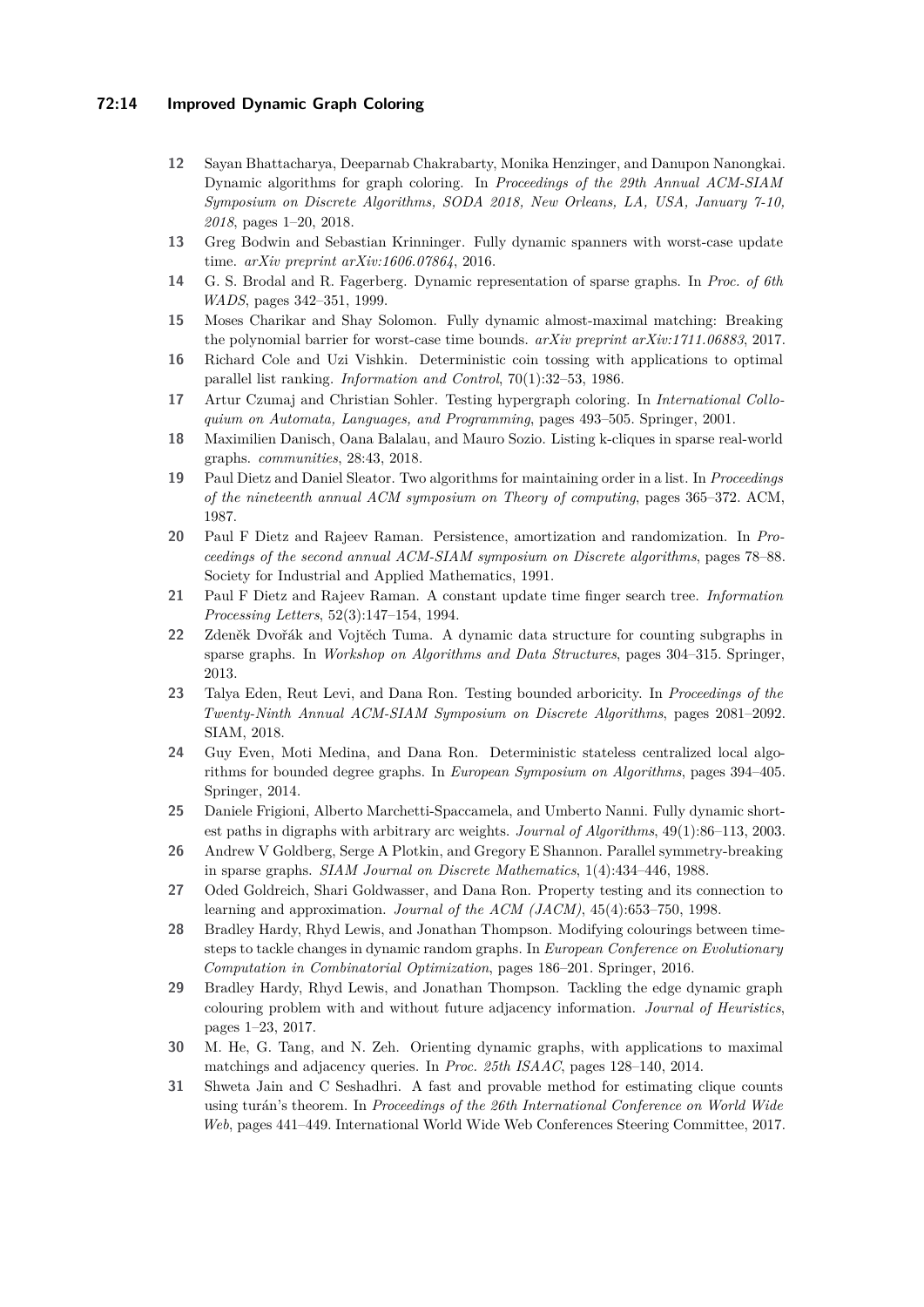12 Sayan Bhattacharya, Deeparnab Chakrabarty, Monika Henzinger, and Danupon Nanongkai. Dynamic algorithms for graph coloring. In *Proceedings of the 29th Annual ACM-SIAM Symposium on Discrete Algorithms, SODA 2018, New Orleans, LA, USA, January 7-10, 2018*, pages 1–20, 2018.

13 Greg Bodwin and Sebastian Krinninger. Fully dynamic spanners with worst-case update time. *arXiv preprint arXiv:1606.07864*, 2016.

14 G. S. Brodal and R. Fagerberg. Dynamic representation of sparse graphs. In *Proc. of 6th WADS*, pages 342–351, 1999.

15 Moses Charikar and Shay Solomon. Fully dynamic almost-maximal matching: Breaking the polynomial barrier for worst-case time bounds. *arXiv preprint arXiv:1711.06883*, 2017.

16 Richard Cole and Uzi Vishkin. Deterministic coin tossing with applications to optimal parallel list ranking. *Information and Control*, 70(1):32–53, 1986.

17 Artur Czumaj and Christian Sohler. Testing hypergraph coloring. In *International Colloquium on Automata, Languages, and Programming*, pages 493–505. Springer, 2001.

18 Maximilien Danisch, Oana Balalau, and Mauro Sozio. Listing k-cliques in sparse real-world graphs. *communities*, 28:43, 2018.

19 Paul Dietz and Daniel Sleator. Two algorithms for maintaining order in a list. In *Proceedings of the nineteenth annual ACM symposium on Theory of computing*, pages 365–372. ACM, 1987.

20 Paul F Dietz and Rajeev Raman. Persistence, amortization and randomization. In *Proceedings of the second annual ACM-SIAM symposium on Discrete algorithms*, pages 78–88. Society for Industrial and Applied Mathematics, 1991.

21 Paul F Dietz and Rajeev Raman. A constant update time finger search tree. *Information Processing Letters*, 52(3):147–154, 1994.

22 Zdeněk Dvořák and Vojtěch Tuma. A dynamic data structure for counting subgraphs in sparse graphs. In *Workshop on Algorithms and Data Structures*, pages 304–315. Springer, 2013.

23 Talya Eden, Reut Levi, and Dana Ron. Testing bounded arboricity. In *Proceedings of the Twenty-Ninth Annual ACM-SIAM Symposium on Discrete Algorithms*, pages 2081–2092. SIAM, 2018.

24 Guy Even, Moti Medina, and Dana Ron. Deterministic stateless centralized local algorithms for bounded degree graphs. In *European Symposium on Algorithms*, pages 394–405. Springer, 2014.

25 Daniele Frigioni, Alberto Marchetti-Spaccamela, and Umberto Nanni. Fully dynamic shortest paths in digraphs with arbitrary arc weights. *Journal of Algorithms*, 49(1):86–113, 2003.

26 Andrew V Goldberg, Serge A Plotkin, and Gregory E Shannon. Parallel symmetry-breaking in sparse graphs. *SIAM Journal on Discrete Mathematics*, 1(4):434–446, 1988.

27 Oded Goldreich, Shari Goldwasser, and Dana Ron. Property testing and its connection to learning and approximation. *Journal of the ACM (JACM)*, 45(4):653–750, 1998.

28 Bradley Hardy, Rhyd Lewis, and Jonathan Thompson. Modifying colourings between time-steps to tackle changes in dynamic random graphs. In *European Conference on Evolutionary Computation in Combinatorial Optimization*, pages 186–201. Springer, 2016.

29 Bradley Hardy, Rhyd Lewis, and Jonathan Thompson. Tackling the edge dynamic graph colouring problem with and without future adjacency information. *Journal of Heuristics*, pages 1–23, 2017.

30 M. He, G. Tang, and N. Zeh. Orienting dynamic graphs, with applications to maximal matchings and adjacency queries. In *Proc. 25th ISAAC*, pages 128–140, 2014.

31 Shweta Jain and C Seshadhri. A fast and provable method for estimating clique counts using turán's theorem. In *Proceedings of the 26th International Conference on World Wide Web*, pages 441–449. International World Wide Web Conferences Steering Committee, 2017.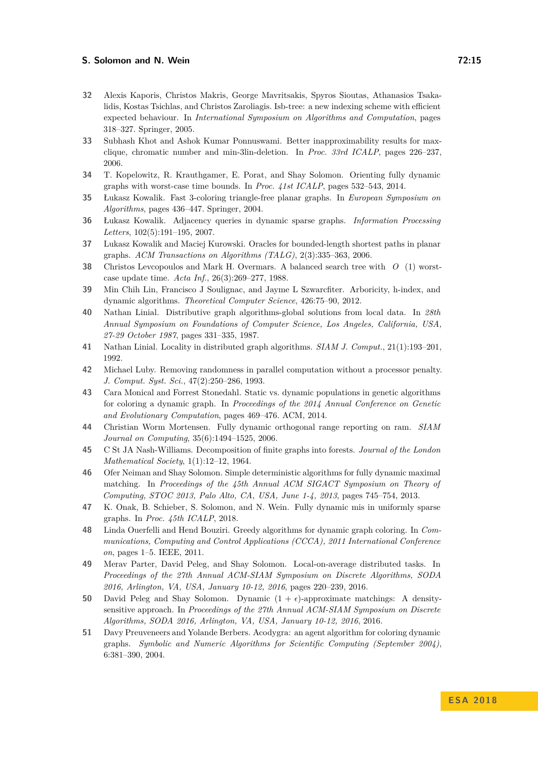32 Alexis Kaporis, Christos Makris, George Mavritsakis, Spyros Sioutas, Athanasios Tsakalidis, Kostas Tsichlas, and Christos Zaroliagis. Isb-tree: a new indexing scheme with efficient expected behaviour. In *International Symposium on Algorithms and Computation*, pages 318–327. Springer, 2005.

33 Subhash Khot and Ashok Kumar Ponnuswami. Better inapproximability results for max-clique, chromatic number and min-3lin-deletion. In *Proc. 33rd ICALP*, pages 226–237, 2006.

34 T. Kopelowitz, R. Krauthgamer, E. Porat, and Shay Solomon. Orienting fully dynamic graphs with worst-case time bounds. In *Proc. 41st ICALP*, pages 532–543, 2014.

35 Łukasz Kowalik. Fast 3-coloring triangle-free planar graphs. In *European Symposium on Algorithms*, pages 436–447. Springer, 2004.

36 Łukasz Kowalik. Adjacency queries in dynamic sparse graphs. *Information Processing Letters*, 102(5):191–195, 2007.

37 Lukasz Kowalik and Maciej Kurowski. Oracles for bounded-length shortest paths in planar graphs. *ACM Transactions on Algorithms (TALG)*, 2(3):335–363, 2006.

38 Christos Levcopoulos and Mark H. Overmars. A balanced search tree with $O$ (1) worst-case update time. *Acta Inf.*, 26(3):269–277, 1988.

39 Min Chih Lin, Francisco J Soulignac, and Jayme L Szwarcfiter. Arboricity, h-index, and dynamic algorithms. *Theoretical Computer Science*, 426:75–90, 2012.

40 Nathan Linial. Distributive graph algorithms-global solutions from local data. In *28th Annual Symposium on Foundations of Computer Science, Los Angeles, California, USA, 27-29 October 1987*, pages 331–335, 1987.

41 Nathan Linial. Locality in distributed graph algorithms. *SIAM J. Comput.*, 21(1):193–201, 1992.

42 Michael Luby. Removing randomness in parallel computation without a processor penalty. *J. Comput. Syst. Sci.*, 47(2):250–286, 1993.

43 Cara Monical and Forrest Stonedahl. Static vs. dynamic populations in genetic algorithms for coloring a dynamic graph. In *Proceedings of the 2014 Annual Conference on Genetic and Evolutionary Computation*, pages 469–476. ACM, 2014.

44 Christian Worm Mortensen. Fully dynamic orthogonal range reporting on ram. *SIAM Journal on Computing*, 35(6):1494–1525, 2006.

45 C St JA Nash-Williams. Decomposition of finite graphs into forests. *Journal of the London Mathematical Society*, 1(1):12–12, 1964.

46 Ofer Neiman and Shay Solomon. Simple deterministic algorithms for fully dynamic maximal matching. In *Proceedings of the 45th Annual ACM SIGACT Symposium on Theory of Computing, STOC 2013, Palo Alto, CA, USA, June 1-4, 2013*, pages 745–754, 2013.

47 K. Onak, B. Schieber, S. Solomon, and N. Wein. Fully dynamic mis in uniformly sparse graphs. In *Proc. 45th ICALP*, 2018.

48 Linda Ouerfelli and Hend Bouziri. Greedy algorithms for dynamic graph coloring. In *Communications, Computing and Control Applications (CCCA), 2011 International Conference on*, pages 1–5. IEEE, 2011.

49 Merav Parter, David Peleg, and Shay Solomon. Local-on-average distributed tasks. In *Proceedings of the 27th Annual ACM-SIAM Symposium on Discrete Algorithms, SODA 2016, Arlington, VA, USA, January 10-12, 2016*, pages 220–239, 2016.

50 David Peleg and Shay Solomon. Dynamic $(1 + \epsilon)$-approximate matchings: A density-sensitive approach. In *Proceedings of the 27th Annual ACM-SIAM Symposium on Discrete Algorithms, SODA 2016, Arlington, VA, USA, January 10-12, 2016*, 2016.

51 Davy Preuveneers and Yolande Berbers. Acodygra: an agent algorithm for coloring dynamic graphs. *Symbolic and Numeric Algorithms for Scientific Computing (September 2004)*, 6:381–390, 2004.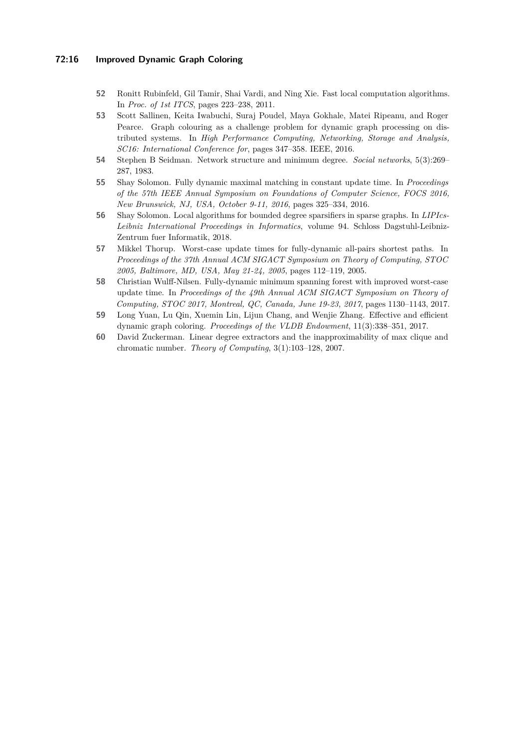52 Ronitt Rubinfeld, Gil Tamir, Shai Vardi, and Ning Xie. Fast local computation algorithms. In *Proc. of 1st ITCS*, pages 223–238, 2011.

53 Scott Sallinen, Keita Iwabuchi, Suraj Poudel, Maya Gokhale, Matei Ripeanu, and Roger Pearce. Graph colouring as a challenge problem for dynamic graph processing on distributed systems. In *High Performance Computing, Networking, Storage and Analysis, SC16: International Conference for*, pages 347–358. IEEE, 2016.

54 Stephen B Seidman. Network structure and minimum degree. *Social networks*, 5(3):269–287, 1983.

55 Shay Solomon. Fully dynamic maximal matching in constant update time. In *Proceedings of the 57th IEEE Annual Symposium on Foundations of Computer Science, FOCS 2016, New Brunswick, NJ, USA, October 9-11, 2016*, pages 325–334, 2016.

56 Shay Solomon. Local algorithms for bounded degree sparsifiers in sparse graphs. In *LIPIcs-Leibniz International Proceedings in Informatics*, volume 94. Schloss Dagstuhl-Leibniz-Zentrum fuer Informatik, 2018.

57 Mikkel Thorup. Worst-case update times for fully-dynamic all-pairs shortest paths. In *Proceedings of the 37th Annual ACM SIGACT Symposium on Theory of Computing, STOC 2005, Baltimore, MD, USA, May 21-24, 2005*, pages 112–119, 2005.

58 Christian Wulff-Nilsen. Fully-dynamic minimum spanning forest with improved worst-case update time. In *Proceedings of the 49th Annual ACM SIGACT Symposium on Theory of Computing, STOC 2017, Montreal, QC, Canada, June 19-23, 2017*, pages 1130–1143, 2017.

59 Long Yuan, Lu Qin, Xuemin Lin, Lijun Chang, and Wenjie Zhang. Effective and efficient dynamic graph coloring. *Proceedings of the VLDB Endowment*, 11(3):338–351, 2017.

60 David Zuckerman. Linear degree extractors and the inapproximability of max clique and chromatic number. *Theory of Computing*, 3(1):103–128, 2007.